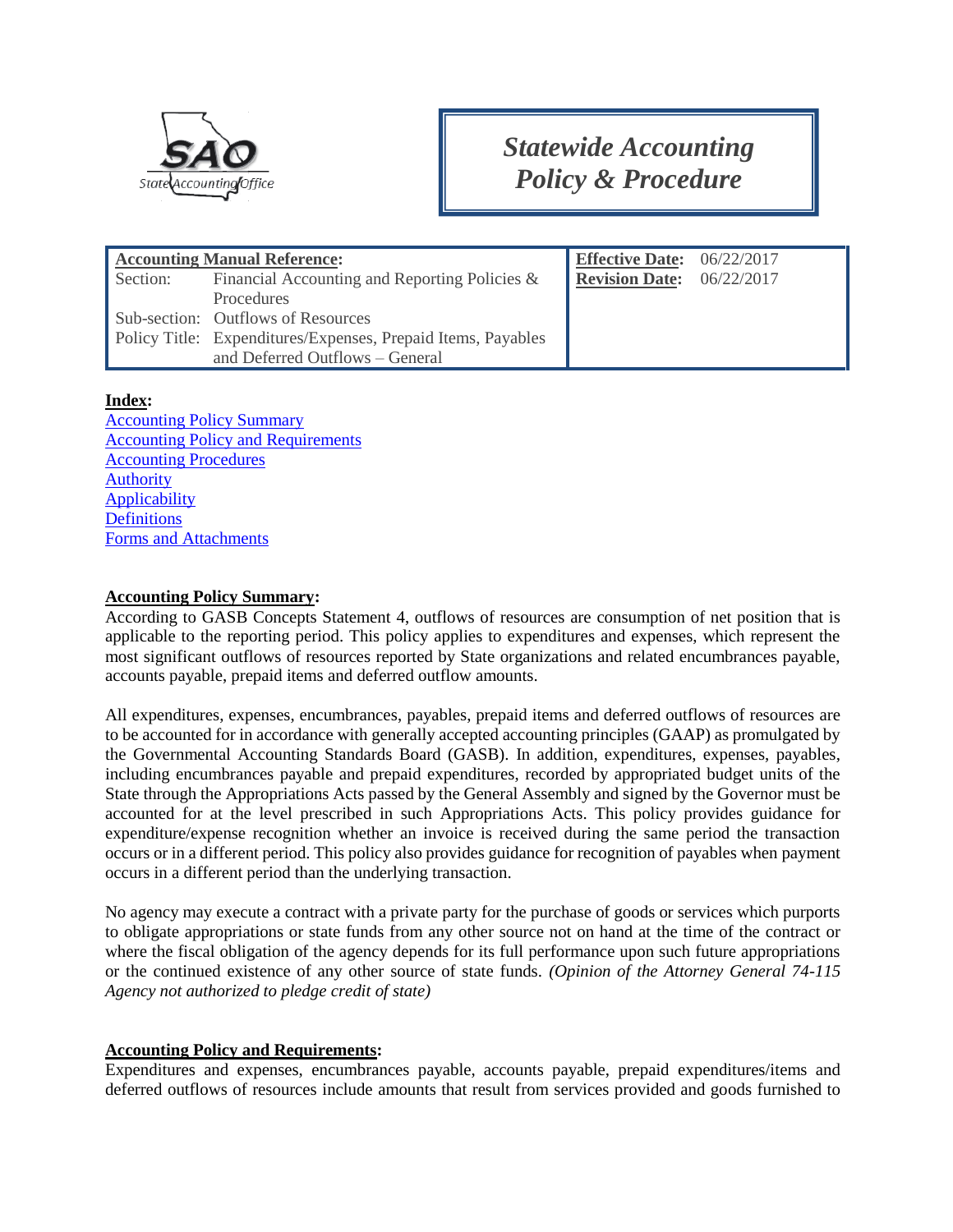# Statewide Accounting Policy & Procedure

| Accounting Manual Reference: | | Effective Date: 06/22/2017 |
|---|---|---|
| Section: | Financial Accounting and Reporting Policies & Procedures | Revision Date: 06/22/2017 |
| Sub-section: | Outflows of Resources | |
| Policy Title: | Expenditures/Expenses, Prepaid Items, Payables and Deferred Outflows – General | |

**Index:**

Accounting Policy Summary
Accounting Policy and Requirements
Accounting Procedures
Authority
Applicability
Definitions
Forms and Attachments

## Accounting Policy Summary:

According to GASB Concepts Statement 4, outflows of resources are consumption of net position that is applicable to the reporting period. This policy applies to expenditures and expenses, which represent the most significant outflows of resources reported by State organizations and related encumbrances payable, accounts payable, prepaid items and deferred outflow amounts.

All expenditures, expenses, encumbrances, payables, prepaid items and deferred outflows of resources are to be accounted for in accordance with generally accepted accounting principles (GAAP) as promulgated by the Governmental Accounting Standards Board (GASB). In addition, expenditures, expenses, payables, including encumbrances payable and prepaid expenditures, recorded by appropriated budget units of the State through the Appropriations Acts passed by the General Assembly and signed by the Governor must be accounted for at the level prescribed in such Appropriations Acts. This policy provides guidance for expenditure/expense recognition whether an invoice is received during the same period the transaction occurs or in a different period. This policy also provides guidance for recognition of payables when payment occurs in a different period than the underlying transaction.

No agency may execute a contract with a private party for the purchase of goods or services which purports to obligate appropriations or state funds from any other source not on hand at the time of the contract or where the fiscal obligation of the agency depends for its full performance upon such future appropriations or the continued existence of any other source of state funds. *(Opinion of the Attorney General 74-115 Agency not authorized to pledge credit of state)*

## Accounting Policy and Requirements:

Expenditures and expenses, encumbrances payable, accounts payable, prepaid expenditures/items and deferred outflows of resources include amounts that result from services provided and goods furnished to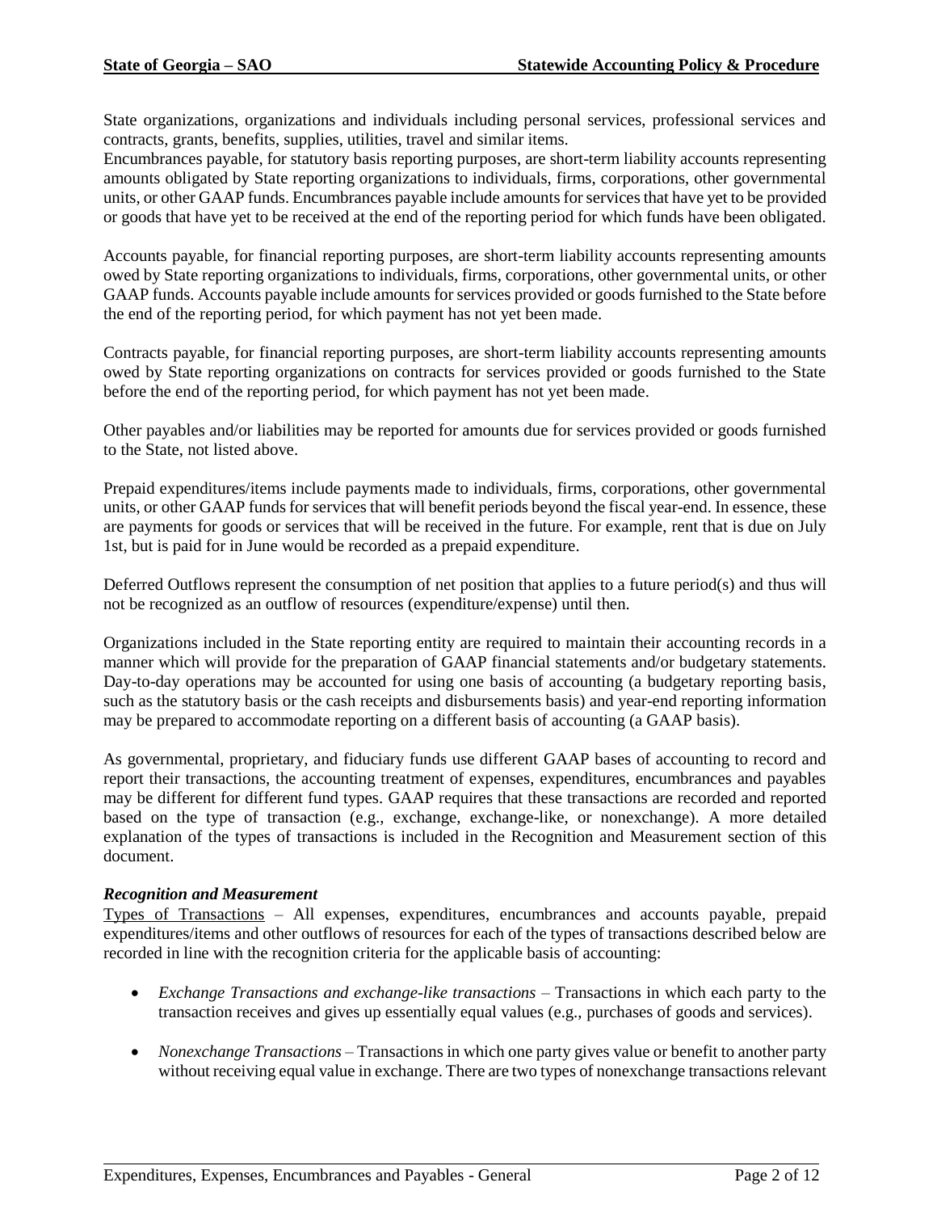State organizations, organizations and individuals including personal services, professional services and contracts, grants, benefits, supplies, utilities, travel and similar items.
Encumbrances payable, for statutory basis reporting purposes, are short-term liability accounts representing amounts obligated by State reporting organizations to individuals, firms, corporations, other governmental units, or other GAAP funds. Encumbrances payable include amounts for services that have yet to be provided or goods that have yet to be received at the end of the reporting period for which funds have been obligated.

Accounts payable, for financial reporting purposes, are short-term liability accounts representing amounts owed by State reporting organizations to individuals, firms, corporations, other governmental units, or other GAAP funds. Accounts payable include amounts for services provided or goods furnished to the State before the end of the reporting period, for which payment has not yet been made.

Contracts payable, for financial reporting purposes, are short-term liability accounts representing amounts owed by State reporting organizations on contracts for services provided or goods furnished to the State before the end of the reporting period, for which payment has not yet been made.

Other payables and/or liabilities may be reported for amounts due for services provided or goods furnished to the State, not listed above.

Prepaid expenditures/items include payments made to individuals, firms, corporations, other governmental units, or other GAAP funds for services that will benefit periods beyond the fiscal year-end. In essence, these are payments for goods or services that will be received in the future. For example, rent that is due on July 1st, but is paid for in June would be recorded as a prepaid expenditure.

Deferred Outflows represent the consumption of net position that applies to a future period(s) and thus will not be recognized as an outflow of resources (expenditure/expense) until then.

Organizations included in the State reporting entity are required to maintain their accounting records in a manner which will provide for the preparation of GAAP financial statements and/or budgetary statements. Day-to-day operations may be accounted for using one basis of accounting (a budgetary reporting basis, such as the statutory basis or the cash receipts and disbursements basis) and year-end reporting information may be prepared to accommodate reporting on a different basis of accounting (a GAAP basis).

As governmental, proprietary, and fiduciary funds use different GAAP bases of accounting to record and report their transactions, the accounting treatment of expenses, expenditures, encumbrances and payables may be different for different fund types. GAAP requires that these transactions are recorded and reported based on the type of transaction (e.g., exchange, exchange-like, or nonexchange). A more detailed explanation of the types of transactions is included in the Recognition and Measurement section of this document.

***Recognition and Measurement***

Types of Transactions – All expenses, expenditures, encumbrances and accounts payable, prepaid expenditures/items and other outflows of resources for each of the types of transactions described below are recorded in line with the recognition criteria for the applicable basis of accounting:

- *Exchange Transactions and exchange-like transactions* – Transactions in which each party to the transaction receives and gives up essentially equal values (e.g., purchases of goods and services).

- *Nonexchange Transactions* – Transactions in which one party gives value or benefit to another party without receiving equal value in exchange. There are two types of nonexchange transactions relevant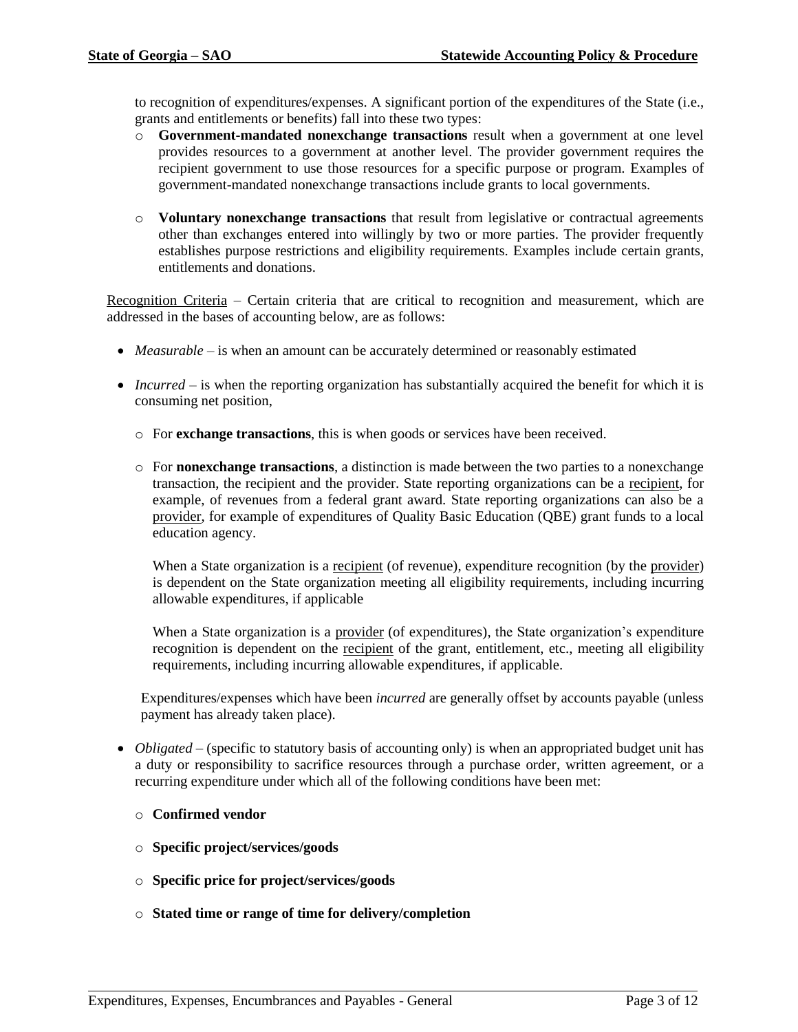to recognition of expenditures/expenses. A significant portion of the expenditures of the State (i.e., grants and entitlements or benefits) fall into these two types:

- **Government-mandated nonexchange transactions** result when a government at one level provides resources to a government at another level. The provider government requires the recipient government to use those resources for a specific purpose or program. Examples of government-mandated nonexchange transactions include grants to local governments.

- **Voluntary nonexchange transactions** that result from legislative or contractual agreements other than exchanges entered into willingly by two or more parties. The provider frequently establishes purpose restrictions and eligibility requirements. Examples include certain grants, entitlements and donations.

<u>Recognition Criteria</u> – Certain criteria that are critical to recognition and measurement, which are addressed in the bases of accounting below, are as follows:

- *Measurable* – is when an amount can be accurately determined or reasonably estimated

- *Incurred* – is when the reporting organization has substantially acquired the benefit for which it is consuming net position,

  - For **exchange transactions**, this is when goods or services have been received.

  - For **nonexchange transactions**, a distinction is made between the two parties to a nonexchange transaction, the recipient and the provider. State reporting organizations can be a <u>recipient</u>, for example, of revenues from a federal grant award. State reporting organizations can also be a <u>provider</u>, for example of expenditures of Quality Basic Education (QBE) grant funds to a local education agency.

    When a State organization is a <u>recipient</u> (of revenue), expenditure recognition (by the <u>provider</u>) is dependent on the State organization meeting all eligibility requirements, including incurring allowable expenditures, if applicable

    When a State organization is a <u>provider</u> (of expenditures), the State organization's expenditure recognition is dependent on the <u>recipient</u> of the grant, entitlement, etc., meeting all eligibility requirements, including incurring allowable expenditures, if applicable.

  Expenditures/expenses which have been *incurred* are generally offset by accounts payable (unless payment has already taken place).

- *Obligated* – (specific to statutory basis of accounting only) is when an appropriated budget unit has a duty or responsibility to sacrifice resources through a purchase order, written agreement, or a recurring expenditure under which all of the following conditions have been met:

  - **Confirmed vendor**

  - **Specific project/services/goods**

  - **Specific price for project/services/goods**

  - **Stated time or range of time for delivery/completion**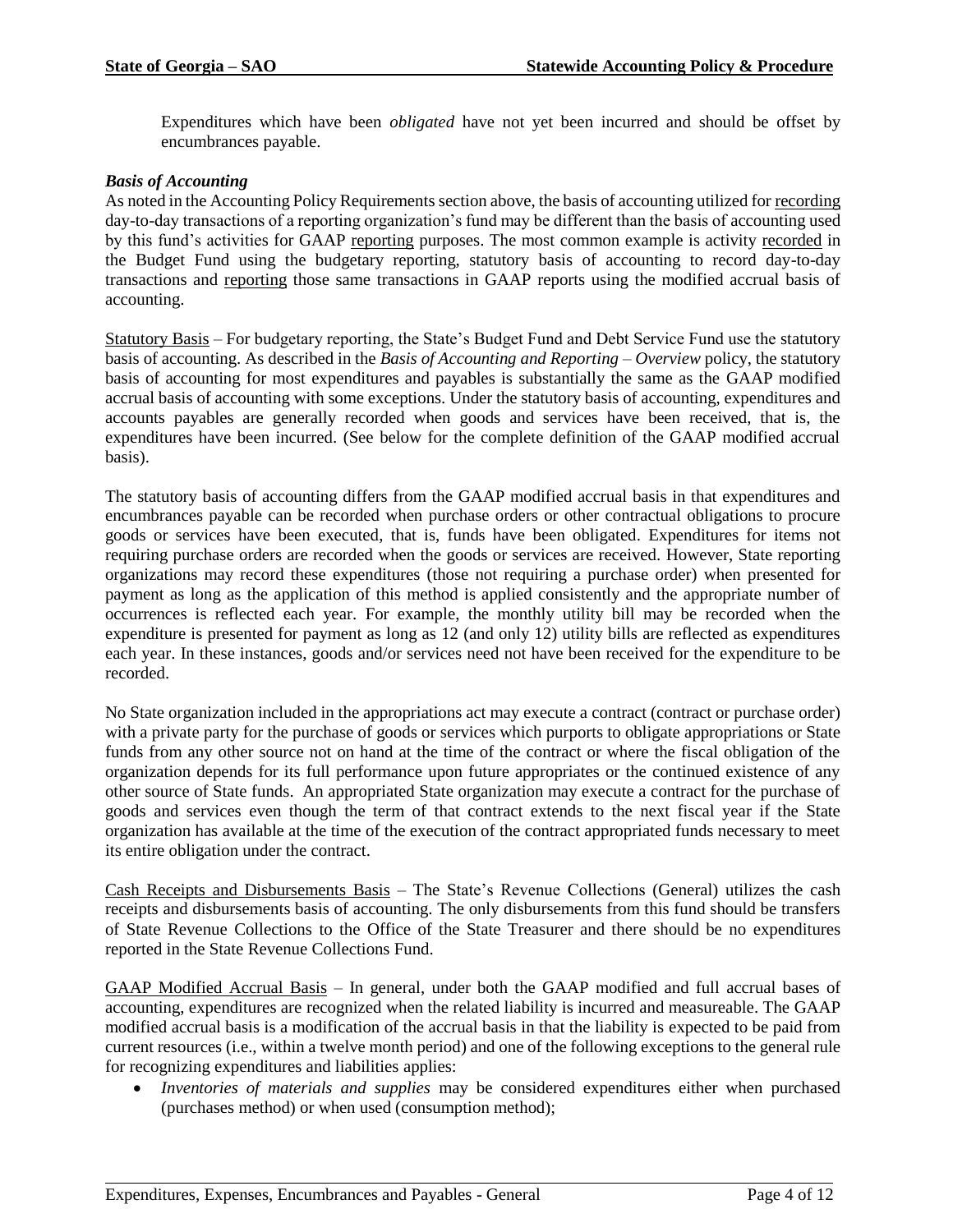Expenditures which have been *obligated* have not yet been incurred and should be offset by encumbrances payable.

### *Basis of Accounting*

As noted in the Accounting Policy Requirements section above, the basis of accounting utilized for recording day-to-day transactions of a reporting organization's fund may be different than the basis of accounting used by this fund's activities for GAAP reporting purposes. The most common example is activity recorded in the Budget Fund using the budgetary reporting, statutory basis of accounting to record day-to-day transactions and reporting those same transactions in GAAP reports using the modified accrual basis of accounting.

Statutory Basis – For budgetary reporting, the State's Budget Fund and Debt Service Fund use the statutory basis of accounting. As described in the *Basis of Accounting and Reporting – Overview* policy, the statutory basis of accounting for most expenditures and payables is substantially the same as the GAAP modified accrual basis of accounting with some exceptions. Under the statutory basis of accounting, expenditures and accounts payables are generally recorded when goods and services have been received, that is, the expenditures have been incurred. (See below for the complete definition of the GAAP modified accrual basis).

The statutory basis of accounting differs from the GAAP modified accrual basis in that expenditures and encumbrances payable can be recorded when purchase orders or other contractual obligations to procure goods or services have been executed, that is, funds have been obligated. Expenditures for items not requiring purchase orders are recorded when the goods or services are received. However, State reporting organizations may record these expenditures (those not requiring a purchase order) when presented for payment as long as the application of this method is applied consistently and the appropriate number of occurrences is reflected each year. For example, the monthly utility bill may be recorded when the expenditure is presented for payment as long as 12 (and only 12) utility bills are reflected as expenditures each year. In these instances, goods and/or services need not have been received for the expenditure to be recorded.

No State organization included in the appropriations act may execute a contract (contract or purchase order) with a private party for the purchase of goods or services which purports to obligate appropriations or State funds from any other source not on hand at the time of the contract or where the fiscal obligation of the organization depends for its full performance upon future appropriates or the continued existence of any other source of State funds. An appropriated State organization may execute a contract for the purchase of goods and services even though the term of that contract extends to the next fiscal year if the State organization has available at the time of the execution of the contract appropriated funds necessary to meet its entire obligation under the contract.

Cash Receipts and Disbursements Basis – The State's Revenue Collections (General) utilizes the cash receipts and disbursements basis of accounting. The only disbursements from this fund should be transfers of State Revenue Collections to the Office of the State Treasurer and there should be no expenditures reported in the State Revenue Collections Fund.

GAAP Modified Accrual Basis – In general, under both the GAAP modified and full accrual bases of accounting, expenditures are recognized when the related liability is incurred and measureable. The GAAP modified accrual basis is a modification of the accrual basis in that the liability is expected to be paid from current resources (i.e., within a twelve month period) and one of the following exceptions to the general rule for recognizing expenditures and liabilities applies:

- *Inventories of materials and supplies* may be considered expenditures either when purchased (purchases method) or when used (consumption method);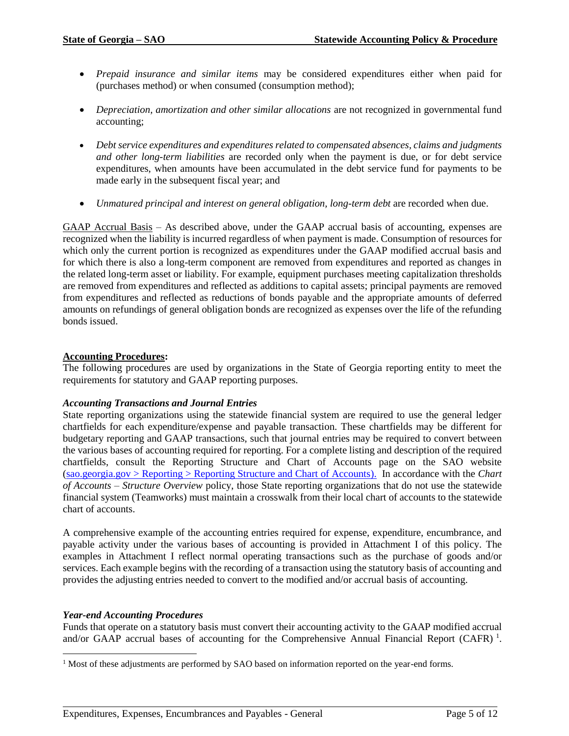- *Prepaid insurance and similar items* may be considered expenditures either when paid for (purchases method) or when consumed (consumption method);
- *Depreciation, amortization and other similar allocations* are not recognized in governmental fund accounting;
- *Debt service expenditures and expenditures related to compensated absences, claims and judgments and other long-term liabilities* are recorded only when the payment is due, or for debt service expenditures, when amounts have been accumulated in the debt service fund for payments to be made early in the subsequent fiscal year; and
- *Unmatured principal and interest on general obligation, long-term debt* are recorded when due.

<u>GAAP Accrual Basis</u> – As described above, under the GAAP accrual basis of accounting, expenses are recognized when the liability is incurred regardless of when payment is made. Consumption of resources for which only the current portion is recognized as expenditures under the GAAP modified accrual basis and for which there is also a long-term component are removed from expenditures and reported as changes in the related long-term asset or liability. For example, equipment purchases meeting capitalization thresholds are removed from expenditures and reflected as additions to capital assets; principal payments are removed from expenditures and reflected as reductions of bonds payable and the appropriate amounts of deferred amounts on refundings of general obligation bonds are recognized as expenses over the life of the refunding bonds issued.

**<u>Accounting Procedures</u>:**

The following procedures are used by organizations in the State of Georgia reporting entity to meet the requirements for statutory and GAAP reporting purposes.

***Accounting Transactions and Journal Entries***

State reporting organizations using the statewide financial system are required to use the general ledger chartfields for each expenditure/expense and payable transaction. These chartfields may be different for budgetary reporting and GAAP transactions, such that journal entries may be required to convert between the various bases of accounting required for reporting. For a complete listing and description of the required chartfields, consult the Reporting Structure and Chart of Accounts page on the SAO website (sao.georgia.gov > Reporting > Reporting Structure and Chart of Accounts). In accordance with the *Chart of Accounts – Structure Overview* policy, those State reporting organizations that do not use the statewide financial system (Teamworks) must maintain a crosswalk from their local chart of accounts to the statewide chart of accounts.

A comprehensive example of the accounting entries required for expense, expenditure, encumbrance, and payable activity under the various bases of accounting is provided in Attachment I of this policy. The examples in Attachment I reflect normal operating transactions such as the purchase of goods and/or services. Each example begins with the recording of a transaction using the statutory basis of accounting and provides the adjusting entries needed to convert to the modified and/or accrual basis of accounting.

***Year-end Accounting Procedures***

Funds that operate on a statutory basis must convert their accounting activity to the GAAP modified accrual and/or GAAP accrual bases of accounting for the Comprehensive Annual Financial Report (CAFR) [1].

[1] Most of these adjustments are performed by SAO based on information reported on the year-end forms.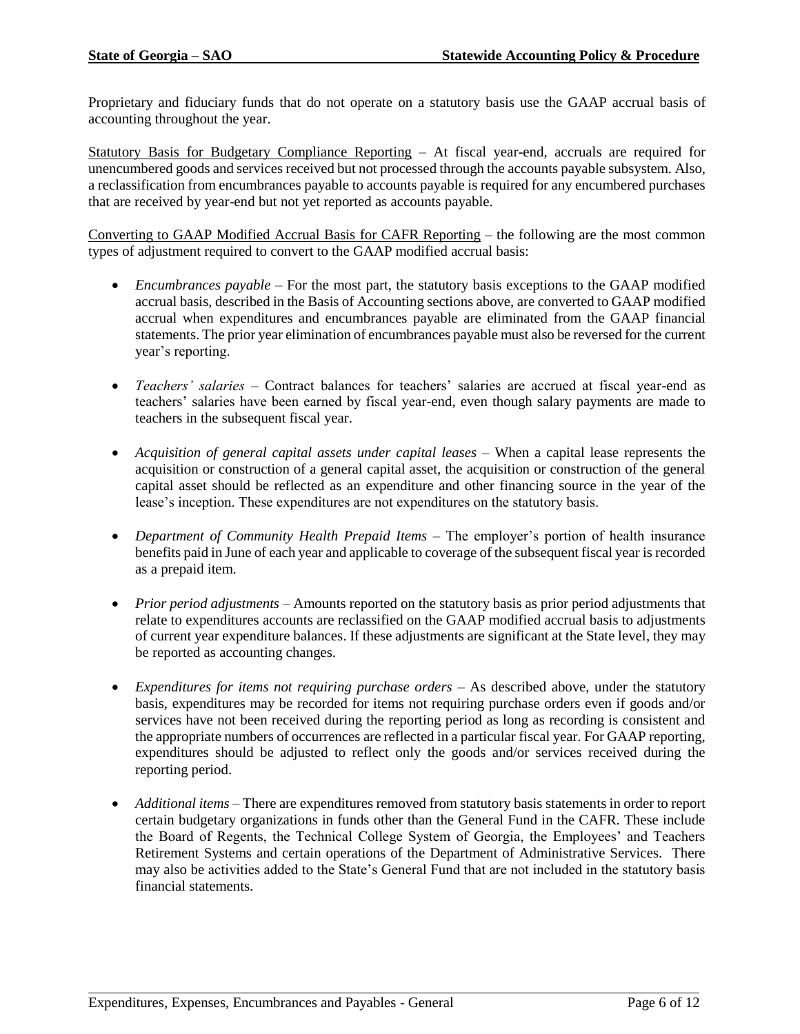Proprietary and fiduciary funds that do not operate on a statutory basis use the GAAP accrual basis of accounting throughout the year.

Statutory Basis for Budgetary Compliance Reporting – At fiscal year-end, accruals are required for unencumbered goods and services received but not processed through the accounts payable subsystem. Also, a reclassification from encumbrances payable to accounts payable is required for any encumbered purchases that are received by year-end but not yet reported as accounts payable.

Converting to GAAP Modified Accrual Basis for CAFR Reporting – the following are the most common types of adjustment required to convert to the GAAP modified accrual basis:

- *Encumbrances payable* – For the most part, the statutory basis exceptions to the GAAP modified accrual basis, described in the Basis of Accounting sections above, are converted to GAAP modified accrual when expenditures and encumbrances payable are eliminated from the GAAP financial statements. The prior year elimination of encumbrances payable must also be reversed for the current year's reporting.

- *Teachers' salaries* – Contract balances for teachers' salaries are accrued at fiscal year-end as teachers' salaries have been earned by fiscal year-end, even though salary payments are made to teachers in the subsequent fiscal year.

- *Acquisition of general capital assets under capital leases* – When a capital lease represents the acquisition or construction of a general capital asset, the acquisition or construction of the general capital asset should be reflected as an expenditure and other financing source in the year of the lease's inception. These expenditures are not expenditures on the statutory basis.

- *Department of Community Health Prepaid Items* – The employer's portion of health insurance benefits paid in June of each year and applicable to coverage of the subsequent fiscal year is recorded as a prepaid item.

- *Prior period adjustments* – Amounts reported on the statutory basis as prior period adjustments that relate to expenditures accounts are reclassified on the GAAP modified accrual basis to adjustments of current year expenditure balances. If these adjustments are significant at the State level, they may be reported as accounting changes.

- *Expenditures for items not requiring purchase orders* – As described above, under the statutory basis, expenditures may be recorded for items not requiring purchase orders even if goods and/or services have not been received during the reporting period as long as recording is consistent and the appropriate numbers of occurrences are reflected in a particular fiscal year. For GAAP reporting, expenditures should be adjusted to reflect only the goods and/or services received during the reporting period.

- *Additional items* – There are expenditures removed from statutory basis statements in order to report certain budgetary organizations in funds other than the General Fund in the CAFR. These include the Board of Regents, the Technical College System of Georgia, the Employees' and Teachers Retirement Systems and certain operations of the Department of Administrative Services. There may also be activities added to the State's General Fund that are not included in the statutory basis financial statements.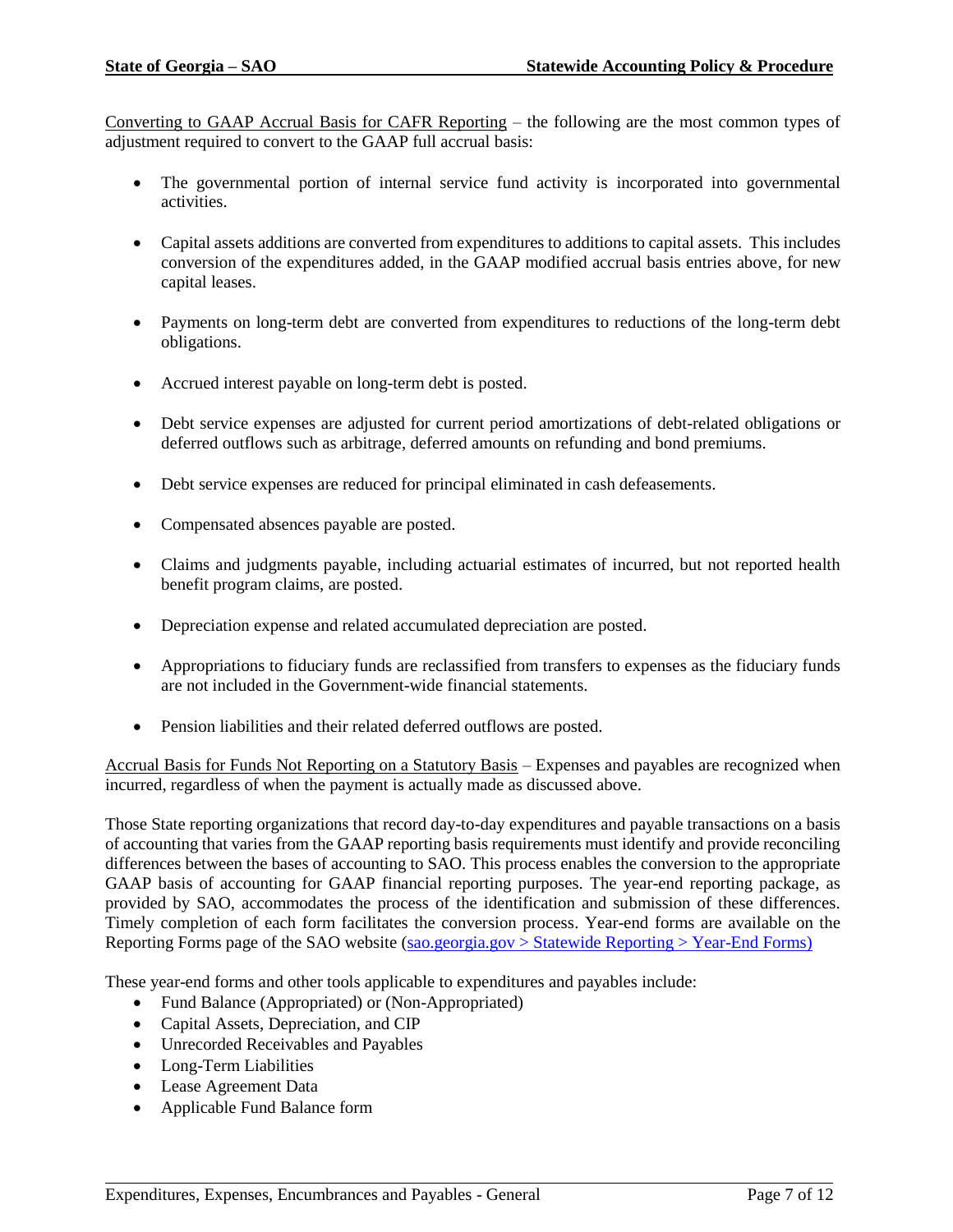Converting to GAAP Accrual Basis for CAFR Reporting – the following are the most common types of adjustment required to convert to the GAAP full accrual basis:

- The governmental portion of internal service fund activity is incorporated into governmental activities.
- Capital assets additions are converted from expenditures to additions to capital assets. This includes conversion of the expenditures added, in the GAAP modified accrual basis entries above, for new capital leases.
- Payments on long-term debt are converted from expenditures to reductions of the long-term debt obligations.
- Accrued interest payable on long-term debt is posted.
- Debt service expenses are adjusted for current period amortizations of debt-related obligations or deferred outflows such as arbitrage, deferred amounts on refunding and bond premiums.
- Debt service expenses are reduced for principal eliminated in cash defeasements.
- Compensated absences payable are posted.
- Claims and judgments payable, including actuarial estimates of incurred, but not reported health benefit program claims, are posted.
- Depreciation expense and related accumulated depreciation are posted.
- Appropriations to fiduciary funds are reclassified from transfers to expenses as the fiduciary funds are not included in the Government-wide financial statements.
- Pension liabilities and their related deferred outflows are posted.

Accrual Basis for Funds Not Reporting on a Statutory Basis – Expenses and payables are recognized when incurred, regardless of when the payment is actually made as discussed above.

Those State reporting organizations that record day-to-day expenditures and payable transactions on a basis of accounting that varies from the GAAP reporting basis requirements must identify and provide reconciling differences between the bases of accounting to SAO. This process enables the conversion to the appropriate GAAP basis of accounting for GAAP financial reporting purposes. The year-end reporting package, as provided by SAO, accommodates the process of the identification and submission of these differences. Timely completion of each form facilitates the conversion process. Year-end forms are available on the Reporting Forms page of the SAO website (sao.georgia.gov > Statewide Reporting > Year-End Forms)

These year-end forms and other tools applicable to expenditures and payables include:

- Fund Balance (Appropriated) or (Non-Appropriated)
- Capital Assets, Depreciation, and CIP
- Unrecorded Receivables and Payables
- Long-Term Liabilities
- Lease Agreement Data
- Applicable Fund Balance form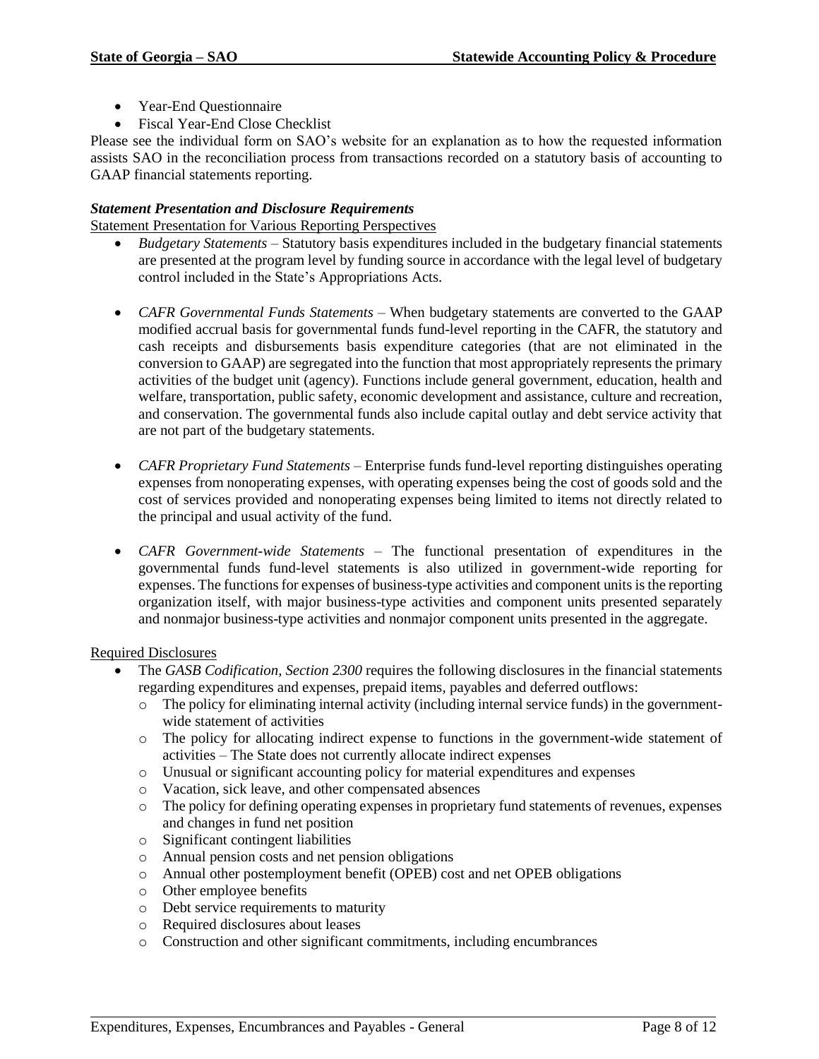- Year-End Questionnaire
- Fiscal Year-End Close Checklist

Please see the individual form on SAO's website for an explanation as to how the requested information assists SAO in the reconciliation process from transactions recorded on a statutory basis of accounting to GAAP financial statements reporting.

***Statement Presentation and Disclosure Requirements***

Statement Presentation for Various Reporting Perspectives

- *Budgetary Statements* – Statutory basis expenditures included in the budgetary financial statements are presented at the program level by funding source in accordance with the legal level of budgetary control included in the State's Appropriations Acts.

- *CAFR Governmental Funds Statements* – When budgetary statements are converted to the GAAP modified accrual basis for governmental funds fund-level reporting in the CAFR, the statutory and cash receipts and disbursements basis expenditure categories (that are not eliminated in the conversion to GAAP) are segregated into the function that most appropriately represents the primary activities of the budget unit (agency). Functions include general government, education, health and welfare, transportation, public safety, economic development and assistance, culture and recreation, and conservation. The governmental funds also include capital outlay and debt service activity that are not part of the budgetary statements.

- *CAFR Proprietary Fund Statements* – Enterprise funds fund-level reporting distinguishes operating expenses from nonoperating expenses, with operating expenses being the cost of goods sold and the cost of services provided and nonoperating expenses being limited to items not directly related to the principal and usual activity of the fund.

- *CAFR Government-wide Statements* – The functional presentation of expenditures in the governmental funds fund-level statements is also utilized in government-wide reporting for expenses. The functions for expenses of business-type activities and component units is the reporting organization itself, with major business-type activities and component units presented separately and nonmajor business-type activities and nonmajor component units presented in the aggregate.

Required Disclosures

- The *GASB Codification, Section 2300* requires the following disclosures in the financial statements regarding expenditures and expenses, prepaid items, payables and deferred outflows:
  - The policy for eliminating internal activity (including internal service funds) in the government-wide statement of activities
  - The policy for allocating indirect expense to functions in the government-wide statement of activities – The State does not currently allocate indirect expenses
  - Unusual or significant accounting policy for material expenditures and expenses
  - Vacation, sick leave, and other compensated absences
  - The policy for defining operating expenses in proprietary fund statements of revenues, expenses and changes in fund net position
  - Significant contingent liabilities
  - Annual pension costs and net pension obligations
  - Annual other postemployment benefit (OPEB) cost and net OPEB obligations
  - Other employee benefits
  - Debt service requirements to maturity
  - Required disclosures about leases
  - Construction and other significant commitments, including encumbrances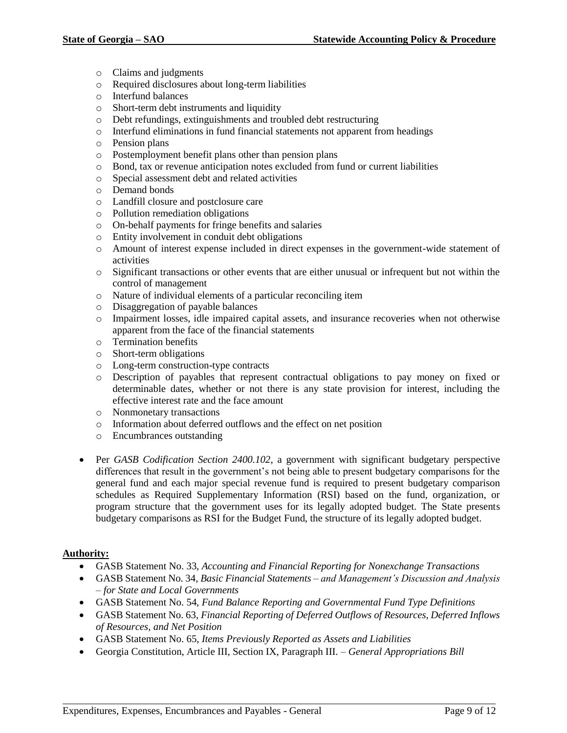- Claims and judgments
    - Required disclosures about long-term liabilities
    - Interfund balances
    - Short-term debt instruments and liquidity
    - Debt refundings, extinguishments and troubled debt restructuring
    - Interfund eliminations in fund financial statements not apparent from headings
    - Pension plans
    - Postemployment benefit plans other than pension plans
    - Bond, tax or revenue anticipation notes excluded from fund or current liabilities
    - Special assessment debt and related activities
    - Demand bonds
    - Landfill closure and postclosure care
    - Pollution remediation obligations
    - On-behalf payments for fringe benefits and salaries
    - Entity involvement in conduit debt obligations
    - Amount of interest expense included in direct expenses in the government-wide statement of activities
    - Significant transactions or other events that are either unusual or infrequent but not within the control of management
    - Nature of individual elements of a particular reconciling item
    - Disaggregation of payable balances
    - Impairment losses, idle impaired capital assets, and insurance recoveries when not otherwise apparent from the face of the financial statements
    - Termination benefits
    - Short-term obligations
    - Long-term construction-type contracts
    - Description of payables that represent contractual obligations to pay money on fixed or determinable dates, whether or not there is any state provision for interest, including the effective interest rate and the face amount
    - Nonmonetary transactions
    - Information about deferred outflows and the effect on net position
    - Encumbrances outstanding

- Per *GASB Codification Section 2400.102*, a government with significant budgetary perspective differences that result in the government's not being able to present budgetary comparisons for the general fund and each major special revenue fund is required to present budgetary comparison schedules as Required Supplementary Information (RSI) based on the fund, organization, or program structure that the government uses for its legally adopted budget. The State presents budgetary comparisons as RSI for the Budget Fund, the structure of its legally adopted budget.

**Authority:**

- GASB Statement No. 33, *Accounting and Financial Reporting for Nonexchange Transactions*
- GASB Statement No. 34, *Basic Financial Statements – and Management's Discussion and Analysis – for State and Local Governments*
- GASB Statement No. 54, *Fund Balance Reporting and Governmental Fund Type Definitions*
- GASB Statement No. 63, *Financial Reporting of Deferred Outflows of Resources, Deferred Inflows of Resources, and Net Position*
- GASB Statement No. 65, *Items Previously Reported as Assets and Liabilities*
- Georgia Constitution, Article III, Section IX, Paragraph III. – *General Appropriations Bill*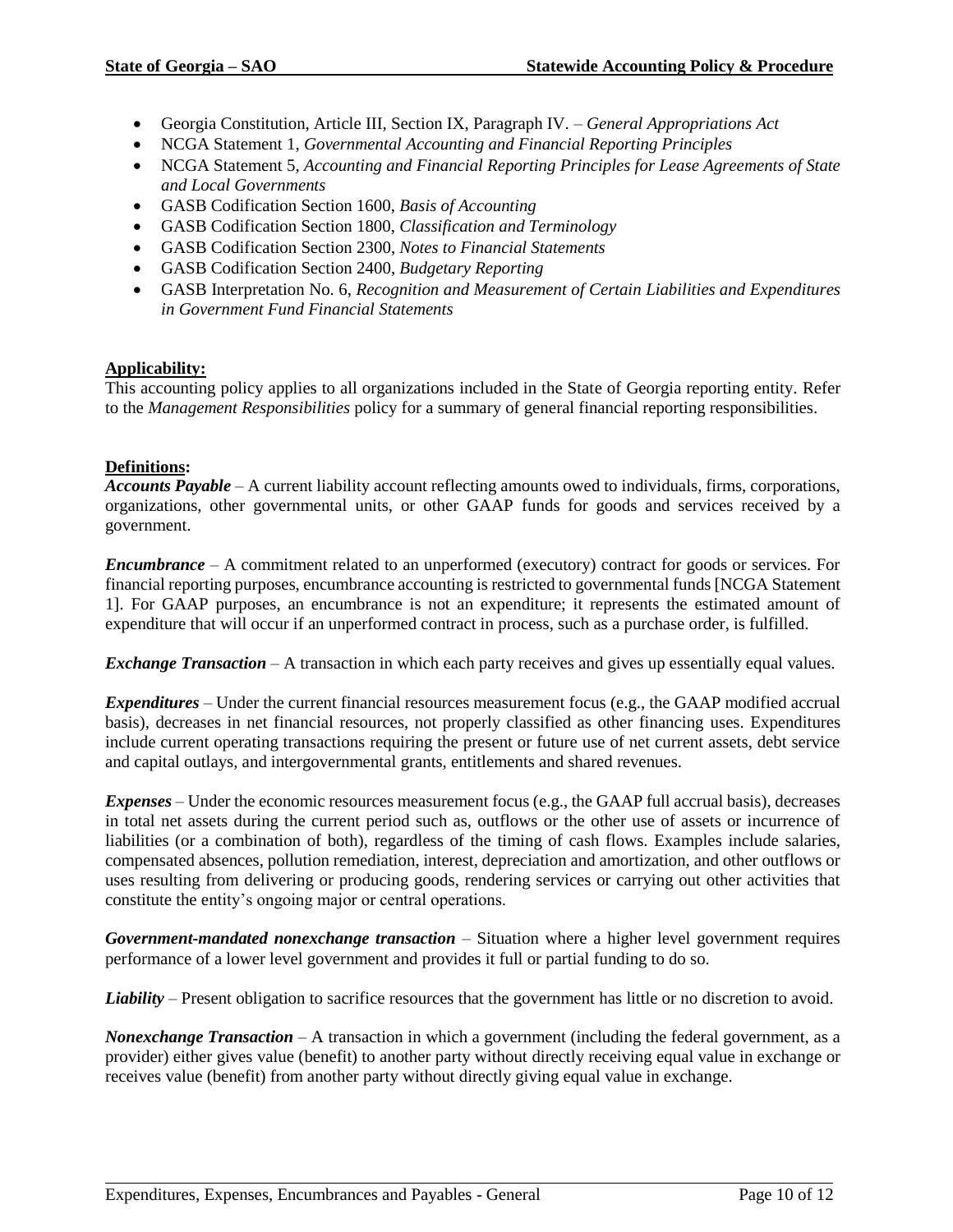- Georgia Constitution, Article III, Section IX, Paragraph IV. – *General Appropriations Act*
- NCGA Statement 1, *Governmental Accounting and Financial Reporting Principles*
- NCGA Statement 5, *Accounting and Financial Reporting Principles for Lease Agreements of State and Local Governments*
- GASB Codification Section 1600, *Basis of Accounting*
- GASB Codification Section 1800, *Classification and Terminology*
- GASB Codification Section 2300, *Notes to Financial Statements*
- GASB Codification Section 2400, *Budgetary Reporting*
- GASB Interpretation No. 6, *Recognition and Measurement of Certain Liabilities and Expenditures in Government Fund Financial Statements*

**Applicability:**

This accounting policy applies to all organizations included in the State of Georgia reporting entity. Refer to the *Management Responsibilities* policy for a summary of general financial reporting responsibilities.

**Definitions:**

***Accounts Payable*** – A current liability account reflecting amounts owed to individuals, firms, corporations, organizations, other governmental units, or other GAAP funds for goods and services received by a government.

***Encumbrance*** – A commitment related to an unperformed (executory) contract for goods or services. For financial reporting purposes, encumbrance accounting is restricted to governmental funds [NCGA Statement 1]. For GAAP purposes, an encumbrance is not an expenditure; it represents the estimated amount of expenditure that will occur if an unperformed contract in process, such as a purchase order, is fulfilled.

***Exchange Transaction*** – A transaction in which each party receives and gives up essentially equal values.

***Expenditures*** – Under the current financial resources measurement focus (e.g., the GAAP modified accrual basis), decreases in net financial resources, not properly classified as other financing uses. Expenditures include current operating transactions requiring the present or future use of net current assets, debt service and capital outlays, and intergovernmental grants, entitlements and shared revenues.

***Expenses*** – Under the economic resources measurement focus (e.g., the GAAP full accrual basis), decreases in total net assets during the current period such as, outflows or the other use of assets or incurrence of liabilities (or a combination of both), regardless of the timing of cash flows. Examples include salaries, compensated absences, pollution remediation, interest, depreciation and amortization, and other outflows or uses resulting from delivering or producing goods, rendering services or carrying out other activities that constitute the entity's ongoing major or central operations.

***Government-mandated nonexchange transaction*** – Situation where a higher level government requires performance of a lower level government and provides it full or partial funding to do so.

***Liability*** – Present obligation to sacrifice resources that the government has little or no discretion to avoid.

***Nonexchange Transaction*** – A transaction in which a government (including the federal government, as a provider) either gives value (benefit) to another party without directly receiving equal value in exchange or receives value (benefit) from another party without directly giving equal value in exchange.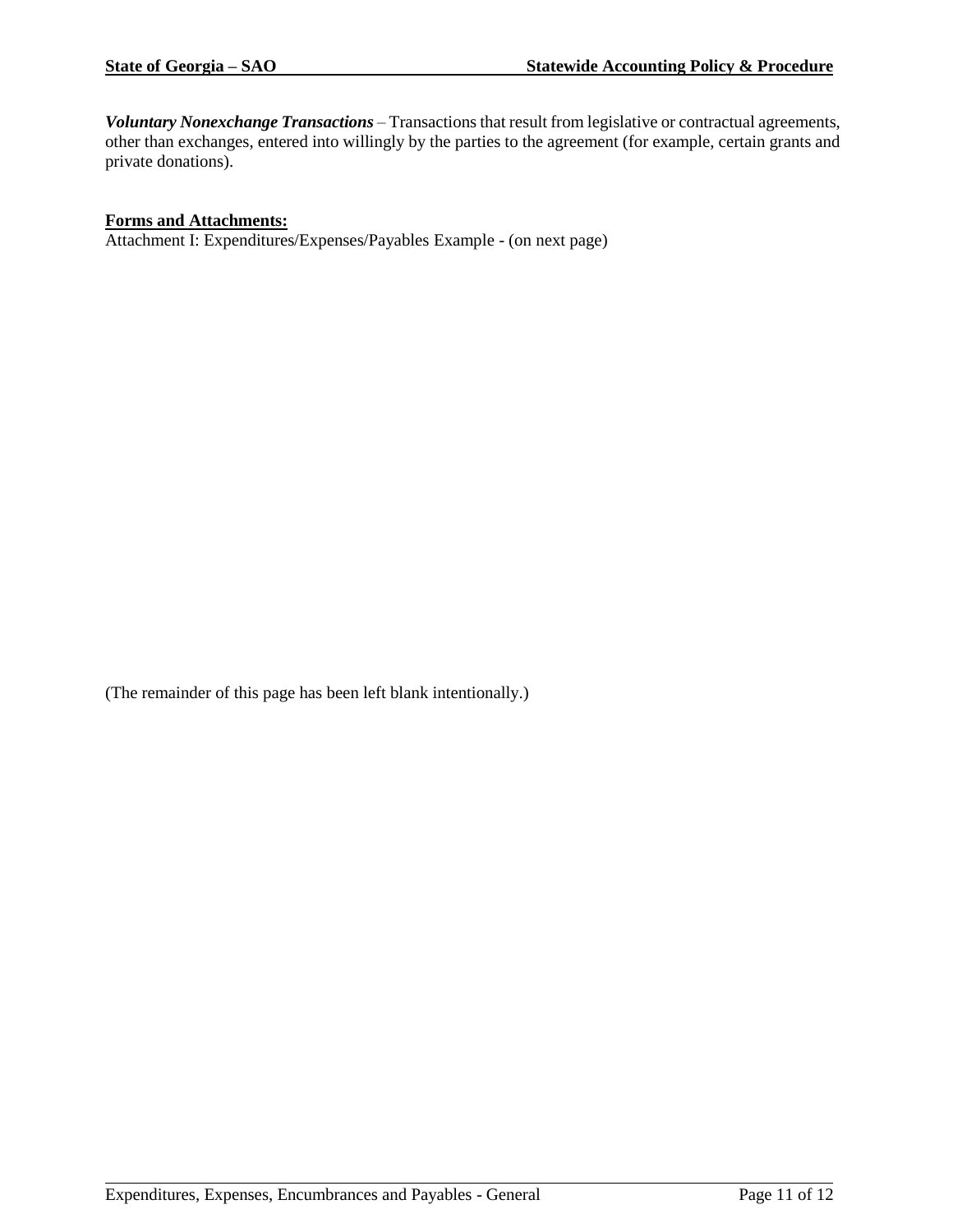***Voluntary Nonexchange Transactions*** – Transactions that result from legislative or contractual agreements, other than exchanges, entered into willingly by the parties to the agreement (for example, certain grants and private donations).

**Forms and Attachments:**

Attachment I: Expenditures/Expenses/Payables Example - (on next page)

(The remainder of this page has been left blank intentionally.)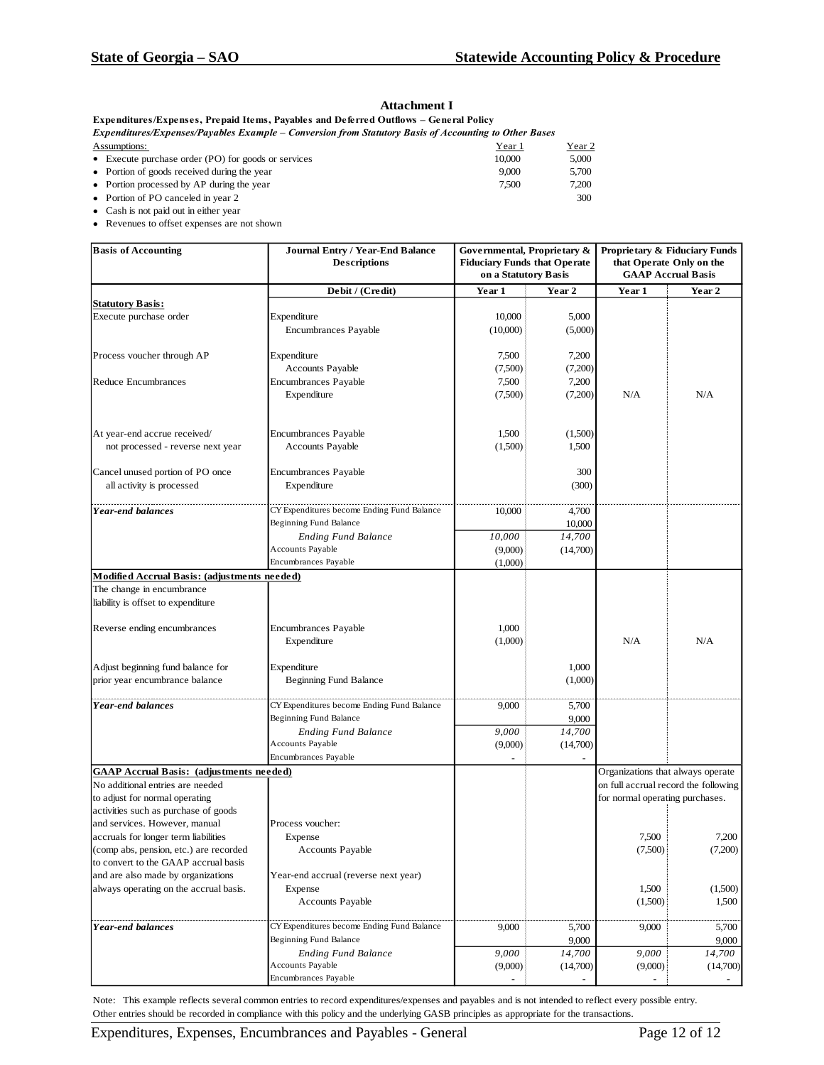### Attachment I

**Expenditures/Expenses, Prepaid Items, Payables and Deferred Outflows – General Policy**

***Expenditures/Expenses/Payables Example – Conversion from Statutory Basis of Accounting to Other Bases***

| Assumptions: | Year 1 | Year 2 |
|---|---|---|
| • Execute purchase order (PO) for goods or services | 10,000 | 5,000 |
| • Portion of goods received during the year | 9,000 | 5,700 |
| • Portion processed by AP during the year | 7,500 | 7,200 |
| • Portion of PO canceled in year 2 | | 300 |
| • Cash is not paid out in either year | | |
| • Revenues to offset expenses are not shown | | |

| Basis of Accounting | Journal Entry / Year-End Balance Descriptions | Governmental, Proprietary & Fiduciary Funds that Operate on a Statutory Basis | | Proprietary & Fiduciary Funds that Operate Only on the GAAP Accrual Basis | |
|---|---|---|---|---|---|
| | **Debit / (Credit)** | **Year 1** | **Year 2** | **Year 1** | **Year 2** |
| **Statutory Basis:** | | | | | |
| Execute purchase order | Expenditure | 10,000 | 5,000 | | |
| | Encumbrances Payable | (10,000) | (5,000) | | |
| Process voucher through AP | Expenditure | 7,500 | 7,200 | | |
| | Accounts Payable | (7,500) | (7,200) | | |
| Reduce Encumbrances | Encumbrances Payable | 7,500 | 7,200 | | |
| | Expenditure | (7,500) | (7,200) | N/A | N/A |
| At year-end accrue received/ not processed - reverse next year | Encumbrances Payable | 1,500 | (1,500) | | |
| | Accounts Payable | (1,500) | 1,500 | | |
| Cancel unused portion of PO once all activity is processed | Encumbrances Payable | | 300 | | |
| | Expenditure | | (300) | | |
| ***Year-end balances*** | CY Expenditures become Ending Fund Balance | 10,000 | 4,700 | | |
| | Beginning Fund Balance | | 10,000 | | |
| | *Ending Fund Balance* | *10,000* | *14,700* | | |
| | Accounts Payable | (9,000) | (14,700) | | |
| | Encumbrances Payable | (1,000) | | | |
| **Modified Accrual Basis: (adjustments needed)** | | | | | |
| The change in encumbrance liability is offset to expenditure | | | | | |
| Reverse ending encumbrances | Encumbrances Payable | 1,000 | | | |
| | Expenditure | (1,000) | | N/A | N/A |
| Adjust beginning fund balance for prior year encumbrance balance | Expenditure | | 1,000 | | |
| | Beginning Fund Balance | | (1,000) | | |
| ***Year-end balances*** | CY Expenditures become Ending Fund Balance | 9,000 | 5,700 | | |
| | Beginning Fund Balance | | 9,000 | | |
| | *Ending Fund Balance* | *9,000* | *14,700* | | |
| | Accounts Payable | (9,000) | (14,700) | | |
| | Encumbrances Payable | - | - | | |
| **GAAP Accrual Basis: (adjustments needed)** | | | | Organizations that always operate on full accrual record the following for normal operating purchases. | |
| No additional entries are needed to adjust for normal operating activities such as purchase of goods and services. However, manual accruals for longer term liabilities (comp abs, pension, etc.) are recorded to convert to the GAAP accrual basis and are also made by organizations always operating on the accrual basis. | Process voucher: | | | | |
| | Expense | | | 7,500 | 7,200 |
| | Accounts Payable | | | (7,500) | (7,200) |
| | Year-end accrual (reverse next year) | | | | |
| | Expense | | | 1,500 | (1,500) |
| | Accounts Payable | | | (1,500) | 1,500 |
| ***Year-end balances*** | CY Expenditures become Ending Fund Balance | 9,000 | 5,700 | 9,000 | 5,700 |
| | Beginning Fund Balance | | 9,000 | | 9,000 |
| | *Ending Fund Balance* | *9,000* | *14,700* | *9,000* | *14,700* |
| | Accounts Payable | (9,000) | (14,700) | (9,000) | (14,700) |
| | Encumbrances Payable | - | - | - | - |

Note: This example reflects several common entries to record expenditures/expenses and payables and is not intended to reflect every possible entry. Other entries should be recorded in compliance with this policy and the underlying GASB principles as appropriate for the transactions.